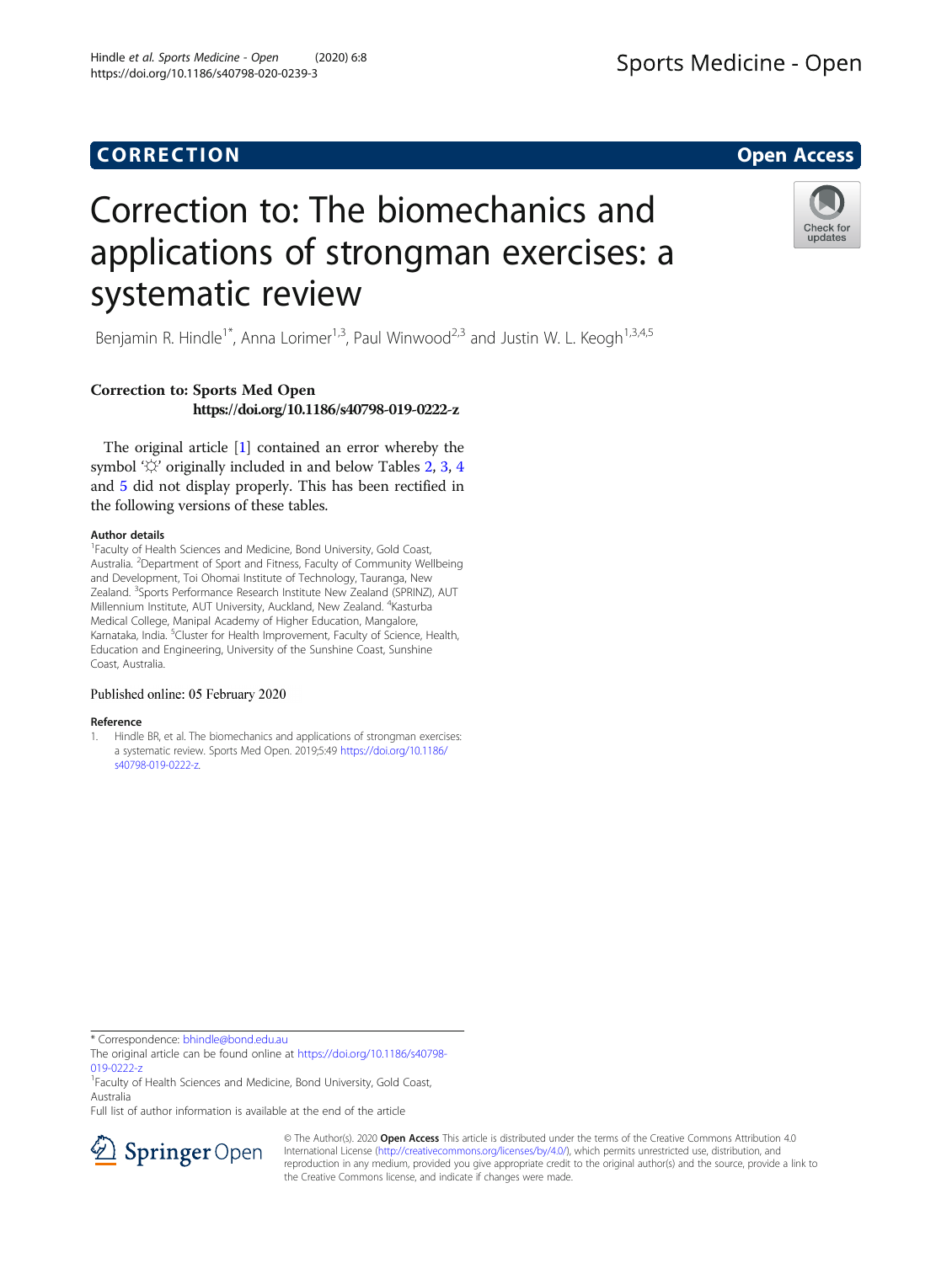**CORRECTION** **Open Access**

# Correction to: The biomechanics and applications of strongman exercises: a systematic review

Benjamin R. Hindle[1*], Anna Lorimer[1,3], Paul Winwood[2,3] and Justin W. L. Keogh[1,3,4,5]

**Correction to: Sports Med Open**
**https://doi.org/10.1186/s40798-019-0222-z**

The original article [1] contained an error whereby the symbol '☼' originally included in and below Tables 2, 3, 4 and 5 did not display properly. This has been rectified in the following versions of these tables.

**Author details**

[1]Faculty of Health Sciences and Medicine, Bond University, Gold Coast, Australia. [2]Department of Sport and Fitness, Faculty of Community Wellbeing and Development, Toi Ohomai Institute of Technology, Tauranga, New Zealand. [3]Sports Performance Research Institute New Zealand (SPRINZ), AUT Millennium Institute, AUT University, Auckland, New Zealand. [4]Kasturba Medical College, Manipal Academy of Higher Education, Mangalore, Karnataka, India. [5]Cluster for Health Improvement, Faculty of Science, Health, Education and Engineering, University of the Sunshine Coast, Sunshine Coast, Australia.

Published online: 05 February 2020

**Reference**

1. Hindle BR, et al. The biomechanics and applications of strongman exercises: a systematic review. Sports Med Open. 2019;5:49 https://doi.org/10.1186/s40798-019-0222-z.

\* Correspondence: bhindle@bond.edu.au

The original article can be found online at https://doi.org/10.1186/s40798-019-0222-z

[1]Faculty of Health Sciences and Medicine, Bond University, Gold Coast, Australia

Full list of author information is available at the end of the article

© The Author(s). 2020 **Open Access** This article is distributed under the terms of the Creative Commons Attribution 4.0 International License (http://creativecommons.org/licenses/by/4.0/), which permits unrestricted use, distribution, and reproduction in any medium, provided you give appropriate credit to the original author(s) and the source, provide a link to the Creative Commons license, and indicate if changes were made.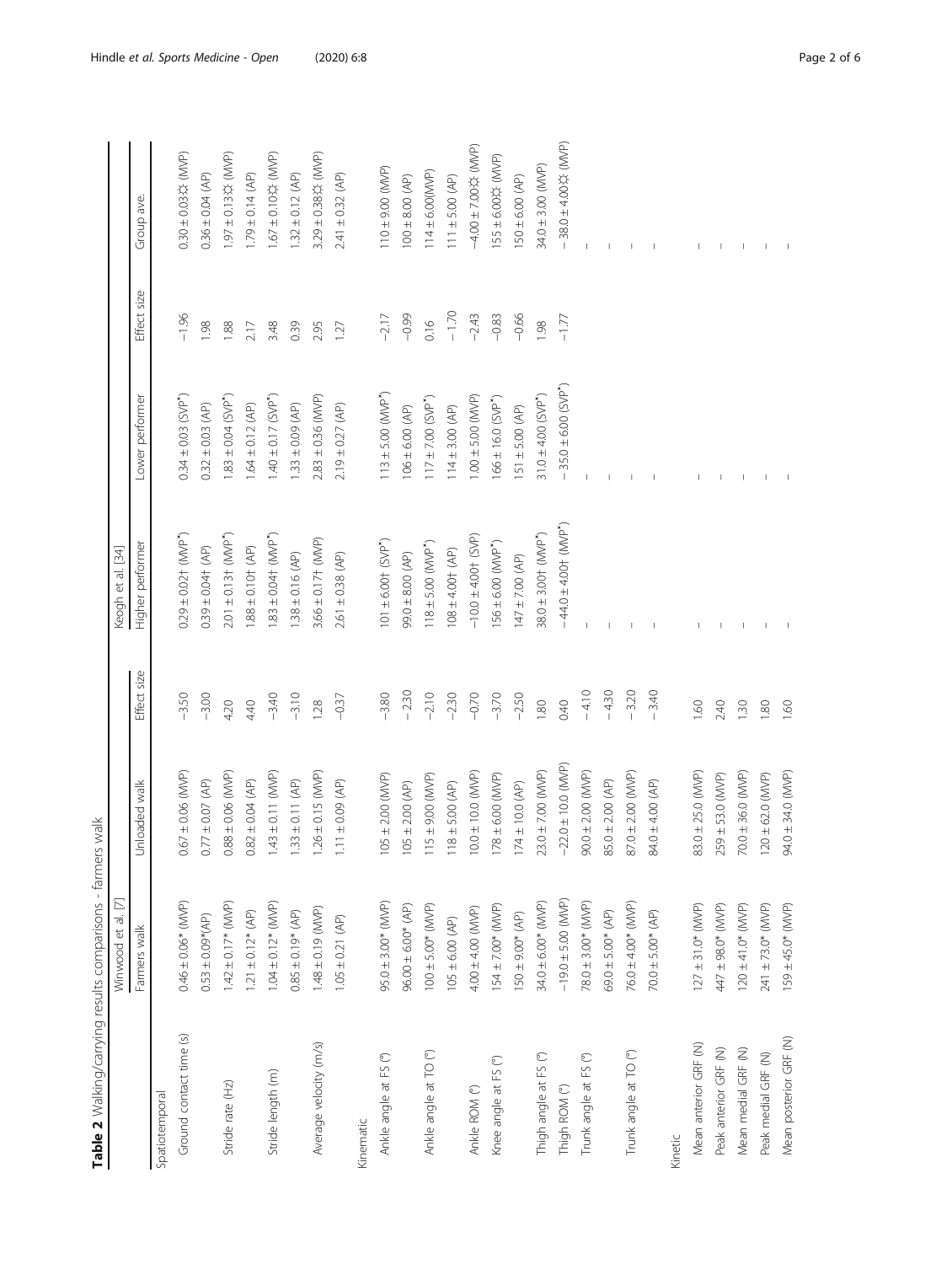**Table 2** Walking/carrying results comparisons - farmers walk

| | Winwood et al. [7] | | | Keogh et al. [34] | | | |
|---|---|---|---|---|---|---|---|
| | Farmers walk | Unloaded walk | Effect size | Higher performer | Lower performer | Effect size | Group ave. |
| Spatiotemporal | | | | | | | |
| Ground contact time (s) | 0.46 ± 0.06* (MVP) | 0.67 ± 0.06 (MVP) | −3.50 | 0.29 ± 0.02† (MVP*) | 0.34 ± 0.03 (SVP*) | −1.96 | 0.30 ± 0.03☼ (MVP) |
| | 0.53 ± 0.09*(AP) | 0.77 ± 0.07 (AP) | −3.00 | 0.39 ± 0.04† (AP) | 0.32 ± 0.03 (AP) | 1.98 | 0.36 ± 0.04 (AP) |
| Stride rate (Hz) | 1.42 ± 0.17* (MVP) | 0.88 ± 0.06 (MVP) | 4.20 | 2.01 ± 0.13† (MVP*) | 1.83 ± 0.04 (SVP*) | 1.88 | 1.97 ± 0.13☼ (MVP) |
| | 1.21 ± 0.12* (AP) | 0.82 ± 0.04 (AP) | 4.40 | 1.88 ± 0.10† (AP) | 1.64 ± 0.12 (AP) | 2.17 | 1.79 ± 0.14 (AP) |
| Stride length (m) | 1.04 ± 0.12* (MVP) | 1.43 ± 0.11 (MVP) | −3.40 | 1.83 ± 0.04† (MVP*) | 1.40 ± 0.17 (SVP*) | 3.48 | 1.67 ± 0.10☼ (MVP) |
| | 0.85 ± 0.19* (AP) | 1.33 ± 0.11 (AP) | −3.10 | 1.38 ± 0.16 (AP) | 1.33 ± 0.09 (AP) | 0.39 | 1.32 ± 0.12 (AP) |
| Average velocity (m/s) | 1.48 ± 0.19 (MVP) | 1.26 ± 0.15 (MVP) | 1.28 | 3.66 ± 0.17† (MVP) | 2.83 ± 0.36 (MVP) | 2.95 | 3.29 ± 0.38☼ (MVP) |
| | 1.05 ± 0.21 (AP) | 1.11 ± 0.09 (AP) | −0.37 | 2.61 ± 0.38 (AP) | 2.19 ± 0.27 (AP) | 1.27 | 2.41 ± 0.32 (AP) |
| Kinematic | | | | | | | |
| Ankle angle at FS (°) | 95.0 ± 3.00* (MVP) | 105 ± 2.00 (MVP) | −3.80 | 101 ± 6.00† (SVP*) | 113 ± 5.00 (MVP*) | −2.17 | 110 ± 9.00 (MVP) |
| | 96.00 ± 6.00* (AP) | 105 ± 2.00 (AP) | −2.30 | 99.0 ± 8.00 (AP) | 106 ± 6.00 (AP) | −0.99 | 100 ± 8.00 (AP) |
| Ankle angle at TO (°) | 100 ± 5.00* (MVP) | 115 ± 9.00 (MVP) | −2.10 | 118 ± 5.00 (MVP*) | 117 ± 7.00 (SVP*) | 0.16 | 114 ± 6.00(MVP) |
| | 105 ± 6.00 (AP) | 118 ± 5.00 (AP) | −2.30 | 108 ± 4.00† (AP) | 114 ± 3.00 (AP) | −1.70 | 111 ± 5.00 (AP) |
| Ankle ROM (°) | 4.00 ± 4.00 (MVP) | 10.0 ± 10.0 (MVP) | −0.70 | −10.0 ± 4.00† (SVP) | 1.00 ± 5.00 (MVP) | −2.43 | −4.00 ± 7.00☼ (MVP) |
| Knee angle at FS (°) | 154 ± 7.00* (MVP) | 178 ± 6.00 (MVP) | −3.70 | 156 ± 6.00 (MVP*) | 166 ± 16.0 (SVP*) | −0.83 | 155 ± 6.00☼ (MVP) |
| | 150 ± 9.00* (AP) | 174 ± 10.0 (AP) | −2.50 | 147 ± 7.00 (AP) | 151 ± 5.00 (AP) | −0.66 | 150 ± 6.00 (AP) |
| Thigh angle at FS (°) | 34.0 ± 6.00* (MVP) | 23.0 ± 7.00 (MVP) | 1.80 | 38.0 ± 3.00† (MVP*) | 31.0 ± 4.00 (SVP*) | 1.98 | 34.0 ± 3.00 (MVP) |
| Thigh ROM (°) | −19.0 ± 5.00 (MVP) | −22.0 ± 10.0 (MVP) | 0.40 | −44.0 ± 4.00† (MVP*) | −35.0 ± 6.00 (SVP*) | −1.77 | −38.0 ± 4.00☼ (MVP) |
| Trunk angle at FS (°) | 78.0 ± 3.00* (MVP) | 90.0 ± 2.00 (MVP) | −4.10 | – | – | | – |
| | 69.0 ± 5.00* (AP) | 85.0 ± 2.00 (AP) | −4.30 | – | – | | – |
| Trunk angle at TO (°) | 76.0 ± 4.00* (MVP) | 87.0 ± 2.00 (MVP) | −3.20 | – | – | | – |
| | 70.0 ± 5.00* (AP) | 84.0 ± 4.00 (AP) | −3.40 | – | – | | – |
| Kinetic | | | | | | | |
| Mean anterior GRF (N) | 127 ± 31.0* (MVP) | 83.0 ± 25.0 (MVP) | 1.60 | – | – | | – |
| Peak anterior GRF (N) | 447 ± 98.0* (MVP) | 259 ± 53.0 (MVP) | 2.40 | – | – | | – |
| Mean medial GRF (N) | 120 ± 41.0* (MVP) | 70.0 ± 36.0 (MVP) | 1.30 | – | – | | – |
| Peak medial GRF (N) | 241 ± 73.0* (MVP) | 120 ± 62.0 (MVP) | 1.80 | – | – | | – |
| Mean posterior GRF (N) | 159 ± 45.0* (MVP) | 94.0 ± 34.0 (MVP) | 1.60 | – | – | | – |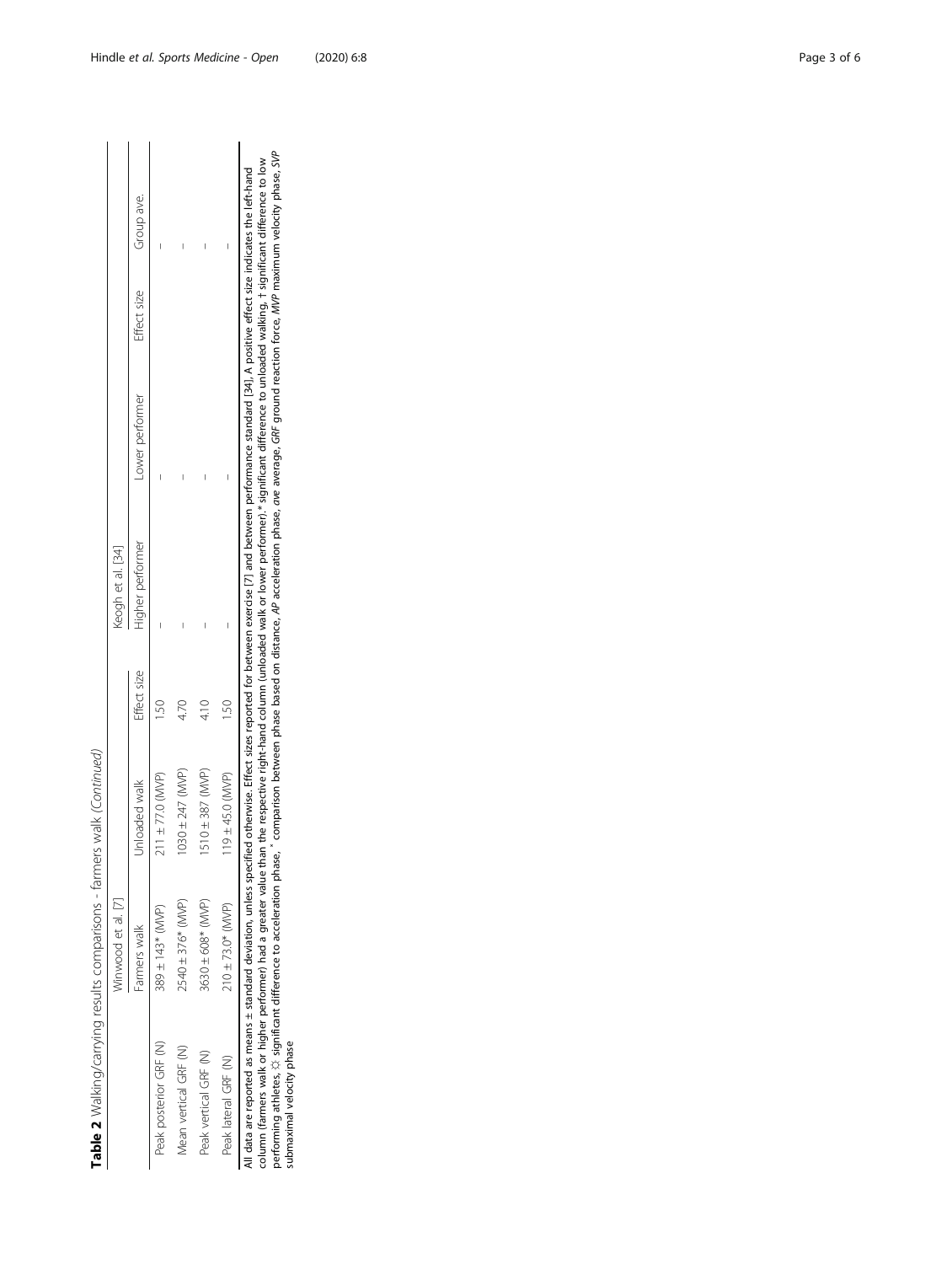**Table 2** Walking/carrying results comparisons - farmers walk *(Continued)*

| | Winwood et al. [7] | | | Keogh et al. [34] | | | |
|---|---|---|---|---|---|---|---|
| | Farmers walk | Unloaded walk | Effect size | Higher performer | Lower performer | Effect size | Group ave. |
| Peak posterior GRF (N) | 389 ± 143* (MVP) | 211 ± 77.0 (MVP) | 1.50 | – | – | | – |
| Mean vertical GRF (N) | 2540 ± 376* (MVP) | 1030 ± 247 (MVP) | 4.70 | – | – | | – |
| Peak vertical GRF (N) | 3630 ± 608* (MVP) | 1510 ± 387 (MVP) | 4.10 | – | – | | – |
| Peak lateral GRF (N) | 210 ± 73.0* (MVP) | 119 ± 45.0 (MVP) | 1.50 | – | – | | – |

All data are reported as means ± standard deviation, unless specified otherwise. Effect sizes reported for between exercise [7] and between performance standard [34]. A positive effect size indicates the left-hand column (farmers walk or higher performer) had a greater value than the respective right-hand column (unloaded walk or lower performer). * significant difference to unloaded walking, † significant difference to low performing athletes, ☼ significant difference to acceleration phase, ^ comparison between phase based on distance, *AP* acceleration phase, *ave* average, *GRF* ground reaction force, *MVP* maximum velocity phase, *SVP* submaximal velocity phase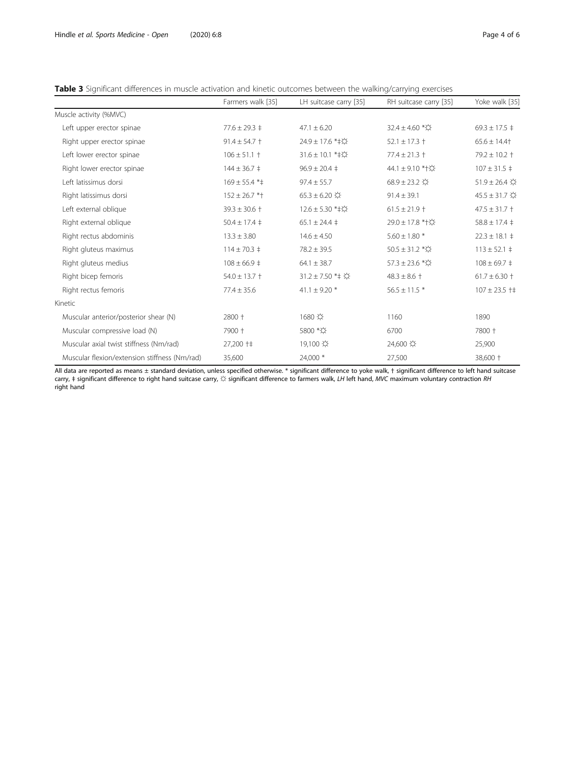**Table 3** Significant differences in muscle activation and kinetic outcomes between the walking/carrying exercises

| | Farmers walk [35] | LH suitcase carry [35] | RH suitcase carry [35] | Yoke walk [35] |
|---|---|---|---|---|
| Muscle activity (%MVC) | | | | |
| Left upper erector spinae | 77.6 ± 29.3 ‡ | 47.1 ± 6.20 | 32.4 ± 4.60 *☼ | 69.3 ± 17.5 ‡ |
| Right upper erector spinae | 91.4 ± 54.7 † | 24.9 ± 17.6 *‡☼ | 52.1 ± 17.3 † | 65.6 ± 14.4† |
| Left lower erector spinae | 106 ± 51.1 † | 31.6 ± 10.1 *‡☼ | 77.4 ± 21.3 † | 79.2 ± 10.2 † |
| Right lower erector spinae | 144 ± 36.7 ‡ | 96.9 ± 20.4 ‡ | 44.1 ± 9.10 *†☼ | 107 ± 31.5 ‡ |
| Left latissimus dorsi | 169 ± 55.4 *‡ | 97.4 ± 55.7 | 68.9 ± 23.2 ☼ | 51.9 ± 26.4 ☼ |
| Right latissimus dorsi | 152 ± 26.7 *† | 65.3 ± 6.20 ☼ | 91.4 ± 39.1 | 45.5 ± 31.7 ☼ |
| Left external oblique | 39.3 ± 30.6 † | 12.6 ± 5.30 *‡☼ | 61.5 ± 21.9 † | 47.5 ± 31.7 † |
| Right external oblique | 50.4 ± 17.4 ‡ | 65.1 ± 24.4 ‡ | 29.0 ± 17.8 *†☼ | 58.8 ± 17.4 ‡ |
| Right rectus abdominis | 13.3 ± 3.80 | 14.6 ± 4.50 | 5.60 ± 1.80 * | 22.3 ± 18.1 ‡ |
| Right gluteus maximus | 114 ± 70.3 ‡ | 78.2 ± 39.5 | 50.5 ± 31.2 *☼ | 113 ± 52.1 ‡ |
| Right gluteus medius | 108 ± 66.9 ‡ | 64.1 ± 38.7 | 57.3 ± 23.6 *☼ | 108 ± 69.7 ‡ |
| Right bicep femoris | 54.0 ± 13.7 † | 31.2 ± 7.50 *‡ ☼ | 48.3 ± 8.6 † | 61.7 ± 6.30 † |
| Right rectus femoris | 77.4 ± 35.6 | 41.1 ± 9.20 * | 56.5 ± 11.5 * | 107 ± 23.5 †‡ |
| Kinetic | | | | |
| Muscular anterior/posterior shear (N) | 2800 † | 1680 ☼ | 1160 | 1890 |
| Muscular compressive load (N) | 7900 † | 5800 *☼ | 6700 | 7800 † |
| Muscular axial twist stiffness (Nm/rad) | 27,200 †‡ | 19,100 ☼ | 24,600 ☼ | 25,900 |
| Muscular flexion/extension stiffness (Nm/rad) | 35,600 | 24,000 * | 27,500 | 38,600 † |

All data are reported as means ± standard deviation, unless specified otherwise. * significant difference to yoke walk, † significant difference to left hand suitcase carry, ‡ significant difference to right hand suitcase carry, ☼ significant difference to farmers walk, *LH* left hand, *MVC* maximum voluntary contraction *RH* right hand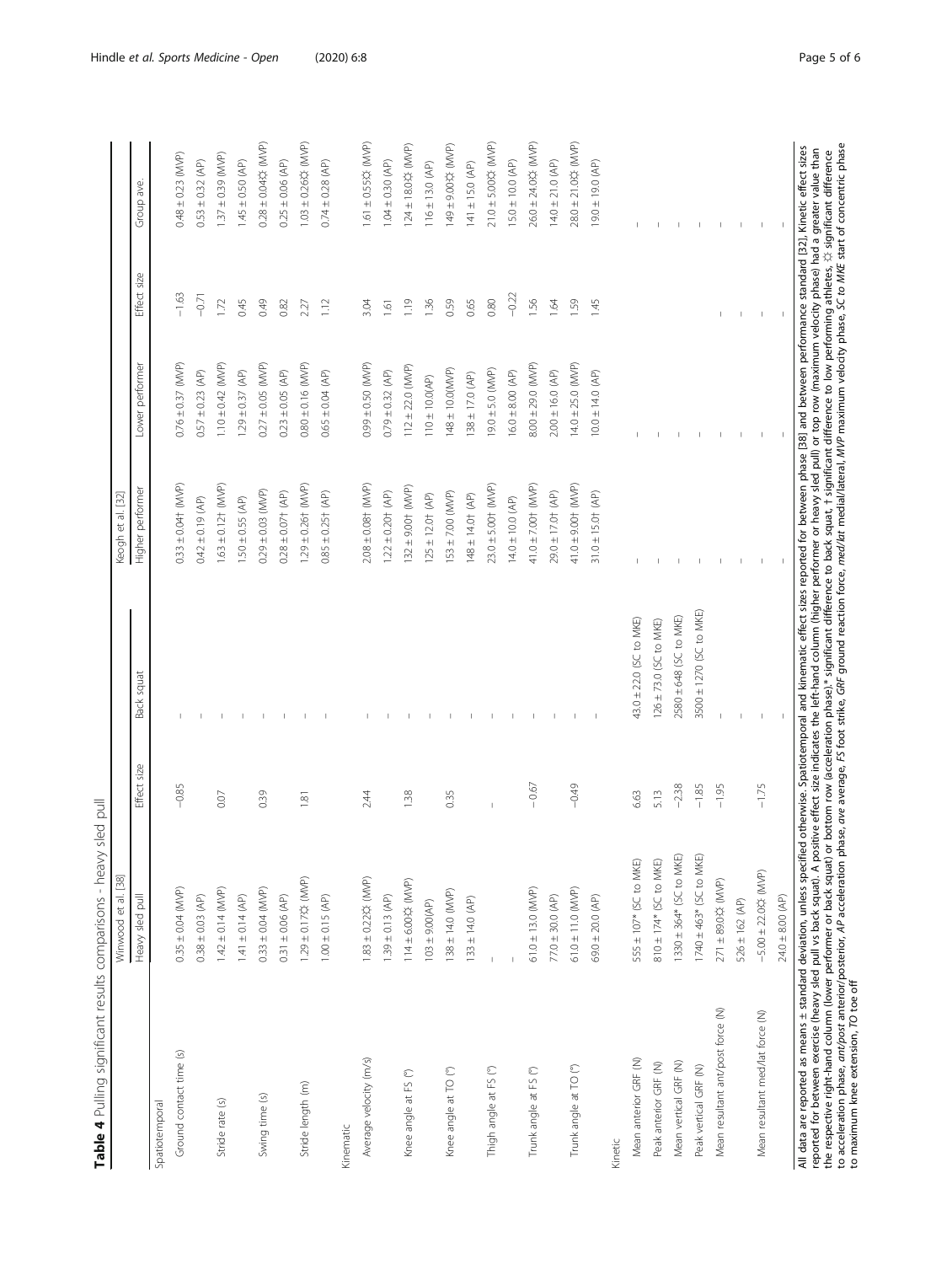**Table 4** Pulling significant results comparisons - heavy sled pull

| | Winwood et al. [38] | | | Keogh et al. [32] | | | |
|---|---|---|---|---|---|---|---|
| | Heavy sled pull | Effect size | Back squat | Higher performer | Lower performer | Effect size | Group ave. |
| Spatiotemporal | | | | | | | |
| Ground contact time (s) | 0.35 ± 0.04 (MVP) | −0.85 | – | 0.33 ± 0.04† (MVP) | 0.76 ± 0.37 (MVP) | −1.63 | 0.48 ± 0.23 (MVP) |
| | 0.38 ± 0.03 (AP) | | – | 0.42 ± 0.19 (AP) | 0.57 ± 0.23 (AP) | −0.71 | 0.53 ± 0.32 (AP) |
| Stride rate (s) | 1.42 ± 0.14 (MVP) | 0.07 | – | 1.63 ± 0.12† (MVP) | 1.10 ± 0.42 (MVP) | 1.72 | 1.37 ± 0.39 (MVP) |
| | 1.41 ± 0.14 (AP) | | – | 1.50 ± 0.55 (AP) | 1.29 ± 0.37 (AP) | 0.45 | 1.45 ± 0.50 (AP) |
| Swing time (s) | 0.33 ± 0.04 (MVP) | 0.39 | – | 0.29 ± 0.03 (MVP) | 0.27 ± 0.05 (MVP) | 0.49 | 0.28 ± 0.04☼ (MVP) |
| | 0.31 ± 0.06 (AP) | | – | 0.28 ± 0.07† (AP) | 0.23 ± 0.05 (AP) | 0.82 | 0.25 ± 0.06 (AP) |
| Stride length (m) | 1.29 ± 0.17☼ (MVP) | 1.81 | – | 1.29 ± 0.26† (MVP) | 0.80 ± 0.16 (MVP) | 2.27 | 1.03 ± 0.26☼ (MVP) |
| | 1.00 ± 0.15 (AP) | | – | 0.85 ± 0.25† (AP) | 0.65 ± 0.04 (AP) | 1.12 | 0.74 ± 0.28 (AP) |
| Kinematic | | | | | | | |
| Average velocity (m/s) | 1.83 ± 0.22☼ (MVP) | 2.44 | – | 2.08 ± 0.08† (MVP) | 0.99 ± 0.50 (MVP) | 3.04 | 1.61 ± 0.55☼ (MVP) |
| | 1.39 ± 0.13 (AP) | | – | 1.22 ± 0.20† (AP) | 0.79 ± 0.32 (AP) | 1.61 | 1.04 ± 0.30 (AP) |
| Knee angle at FS (°) | 114 ± 6.00☼ (MVP) | 1.38 | – | 132 ± 9.00† (MVP) | 112 ± 22.0 (MVP) | 1.19 | 124 ± 18.0☼ (MVP) |
| | 103 ± 9.00(AP) | | – | 125 ± 12.0† (AP) | 110 ± 10.0(AP) | 1.36 | 116 ± 13.0 (AP) |
| Knee angle at TO (°) | 138 ± 14.0 (MVP) | 0.35 | – | 153 ± 7.00 (MVP) | 148 ± 10.0(MVP) | 0.59 | 149 ± 9.00☼ (MVP) |
| | 133 ± 14.0 (AP) | | – | 148 ± 14.0† (AP) | 138 ± 17.0 (AP) | 0.65 | 141 ± 15.0 (AP) |
| Thigh angle at FS (°) | – | – | – | 23.0 ± 5.00† (MVP) | 19.0 ± 5.0 (MVP) | 0.80 | 21.0 ± 5.00☼ (MVP) |
| | – | | – | 14.0 ± 10.0 (AP) | 16.0 ± 8.00 (AP) | −0.22 | 15.0 ± 10.0 (AP) |
| Trunk angle at FS (°) | 61.0 ± 13.0 (MVP) | −0.67 | – | 41.0 ± 7.00† (MVP) | 8.00 ± 29.0 (MVP) | 1.56 | 26.0 ± 24.0☼ (MVP) |
| | 77.0 ± 30.0 (AP) | | – | 29.0 ± 17.0† (AP) | 2.00 ± 16.0 (AP) | 1.64 | 14.0 ± 21.0 (AP) |
| Trunk angle at TO (°) | 61.0 ± 11.0 (MVP) | −0.49 | – | 41.0 ± 9.00† (MVP) | 14.0 ± 25.0 (MVP) | 1.59 | 28.0 ± 21.0☼ (MVP) |
| | 69.0 ± 20.0 (AP) | | – | 31.0 ± 15.0† (AP) | 10.0 ± 14.0 (AP) | 1.45 | 19.0 ± 19.0 (AP) |
| Kinetic | | | | | | | |
| Mean anterior GRF (N) | 555 ± 107* (SC to MKE) | 6.63 | 43.0 ± 22.0 (SC to MKE) | – | – | – | – |
| Peak anterior GRF (N) | 810 ± 174* (SC to MKE) | 5.13 | 126 ± 73.0 (SC to MKE) | – | – | – | – |
| Mean vertical GRF (N) | 1330 ± 364* (SC to MKE) | −2.38 | 2580 ± 648 (SC to MKE) | – | – | – | – |
| Peak vertical GRF (N) | 1740 ± 463* (SC to MKE) | −1.85 | 3500 ± 1270 (SC to MKE) | – | – | – | – |
| Mean resultant ant/post force (N) | 271 ± 89.0☼ (MVP) | −1.95 | – | – | – | – | – |
| | 526 ± 162 (AP) | | – | – | – | – | – |
| Mean resultant med/lat force (N) | −5.00 ± 22.0☼ (MVP) | −1.75 | – | – | – | – | – |
| | 24.0 ± 8.00 (AP) | | – | – | – | – | – |

All data are reported as means ± standard deviation, unless specified otherwise. Spatiotemporal and kinematic effect sizes reported for between phase [38] and between performance standard [32]. Kinetic effect sizes reported for between exercise (heavy sled pull vs back squat). A positive effect size indicates the left-hand column (higher performer or heavy sled pull) or top row (maximum velocity phase) had a greater value than the respective right-hand column (lower performer or back squat) or bottom row (acceleration phase).* significant difference to back squat, † significant difference to low performing athletes, ☼ significant difference to acceleration phase, *ant/post* anterior/posterior, *AP* acceleration phase, *ave* average, *FS* foot strike, *GRF* ground reaction force, *med/lat* medial/lateral, *MVP* maximum velocity phase, *SC to MKE* start of concentric phase to maximum knee extension, *TO* toe off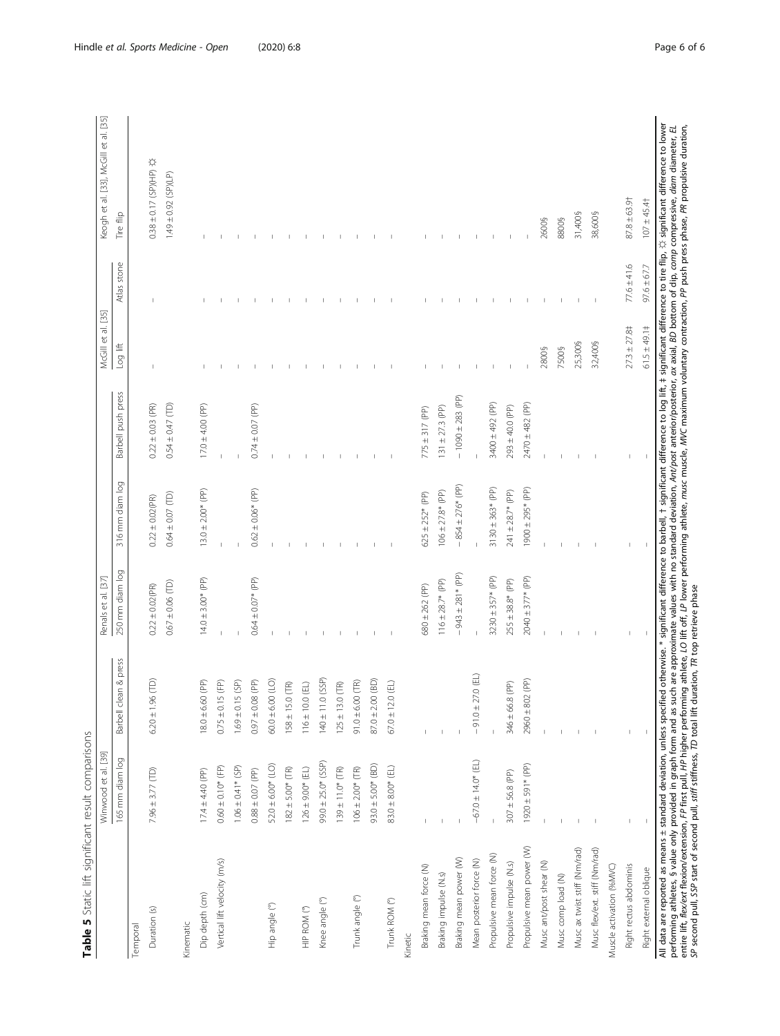**Table 5** Static lift significant result comparisons

| | Winwood et al. [39] | | Renals et al. [37] | | | McGill et al. [35] | | Keogh et al. [33], McGill et al. [35] |
|---|---|---|---|---|---|---|---|---|
| | 165 mm diam log | Barbell clean & press | 250 mm diam log | 316 mm diam log | Barbell push press | Log lift | Atlas stone | Tire flip |
| Temporal | | | | | | | | |
| Duration (s) | 7.96 ± 3.77 (TD) | 6.20 ± 1.96 (TD) | 0.22 ± 0.02(PR)<br>0.67 ± 0.06 (TD) | 0.22 ± 0.02(PR)<br>0.64 ± 0.07 (TD) | 0.22 ± 0.03 (PR)<br>0.54 ± 0.47 (TD) | – | – | 0.38 ± 0.17 (SP)(HP) ☼<br>1.49 ± 0.92 (SP)(LP) |
| Kinematic | | | | | | | | |
| Dip depth (cm) | 17.4 ± 4.40 (PP) | 18.0 ± 6.60 (PP) | 14.0 ± 3.00* (PP) | 13.0 ± 2.00* (PP) | 17.0 ± 4.00 (PP) | – | – | – |
| Vertical lift velocity (m/s) | 0.60 ± 0.10* (FP)<br>1.06 ± 0.41* (SP)<br>0.88 ± 0.07 (PP) | 0.75 ± 0.15 (FP)<br>1.69 ± 0.15 (SP)<br>0.97 ± 0.08 (PP) | –<br>–<br>0.64 ± 0.07* (PP) | –<br>–<br>0.62 ± 0.06* (PP) | –<br>–<br>0.74 ± 0.07 (PP) | – | – | – |
| Hip angle (°) | 52.0 ± 6.00* (LO)<br>182 ± 5.00* (TR) | 60.0 ± 6.00 (LO)<br>158 ± 15.0 (TR) | – | – | – | – | – | – |
| HIP ROM (°) | 126 ± 9.00* (EL) | 116 ± 10.0 (EL) | – | – | – | – | – | – |
| Knee angle (°) | 99.0 ± 25.0* (SSP)<br>139 ± 11.0* (TR) | 140 ± 11.0 (SSP)<br>125 ± 13.0 (TR) | – | – | – | – | – | – |
| Trunk angle (°) | 106 ± 2.00* (TR)<br>93.0 ± 5.00* (BD) | 91.0 ± 6.00 (TR)<br>87.0 ± 2.00 (BD) | – | – | – | – | – | – |
| Trunk ROM (°) | 83.0 ± 8.00* (EL) | 67.0 ± 12.0 (EL) | – | – | – | – | – | – |
| Kinetic | | | | | | | | |
| Braking mean force (N) | – | – | 680 ± 262 (PP) | 625 ± 252* (PP) | 775 ± 317 (PP) | – | – | – |
| Braking impulse (N.s) | – | – | 116 ± 28.7* (PP) | 106 ± 27.8* (PP) | 131 ± 27.3 (PP) | – | – | – |
| Braking mean power (W) | – | – | −943 ± 281* (PP) | −854 ± 276* (PP) | −1090 ± 283 (PP) | – | – | – |
| Mean posterior force (N) | −67.0 ± 14.0* (EL) | −91.0 ± 27.0 (EL) | – | – | – | – | – | – |
| Propulsive mean force (N) | – | – | 3230 ± 357* (PP) | 3130 ± 363* (PP) | 3400 ± 492 (PP) | – | – | – |
| Propulsive impulse (N.s) | 307 ± 56.8 (PP) | 346 ± 66.8 (PP) | 255 ± 38.8* (PP) | 241 ± 28.7* (PP) | 293 ± 40.0 (PP) | – | – | – |
| Propulsive mean power (W) | 1920 ± 591* (PP) | 2960 ± 802 (PP) | 2040 ± 377* (PP) | 1900 ± 295* (PP) | 2470 ± 482 (PP) | – | – | – |
| Musc ant/post shear (N) | – | – | – | – | – | 2800§ | – | 2600§ |
| Musc comp load (N) | – | – | – | – | – | 7500§ | – | 8800§ |
| Musc ax twist stiff (Nm/rad) | – | – | – | – | – | 25,300§ | – | 31,400§ |
| Musc flex/ext. stiff (Nm/rad) | – | – | – | – | – | 32,400§ | – | 38,600§ |
| Muscle activation (%MVC) | | | | | | | | |
| Right rectus abdominis | – | – | – | – | – | 27.3 ± 27.8‡ | 77.6 ± 41.6 | 87.8 ± 63.9† |
| Right external oblique | – | – | – | – | – | 61.5 ± 49.1‡ | 97.6 ± 67.7 | 107 ± 45.4† |

All data are reported as means ± standard deviation, unless specified otherwise. * significant difference to barbell, † significant difference to log lift, ‡ significant difference to tire flip, ☼ significant difference to lower performing athletes, § value only provided in graph form and as such are approximate values with no standard deviation, *Ant/post* anterior/posterior, *ax* axial, *BD* bottom of dip, *comp* compressive, *diam* diameter, *EL* entire lift, *flex/ext* flexion/extension, *FP* first pull, *HP* higher performing athlete, *LO* lift off, *LP* lower performing athlete, *musc* muscle, *MVC* maximum voluntary contraction, *PP* push press phase, *PR* propulsive duration, *SP* second pull, *SSP* start of second pull, *stiff* stiffness, *TD* total lift duration, *TR* top retrieve phase